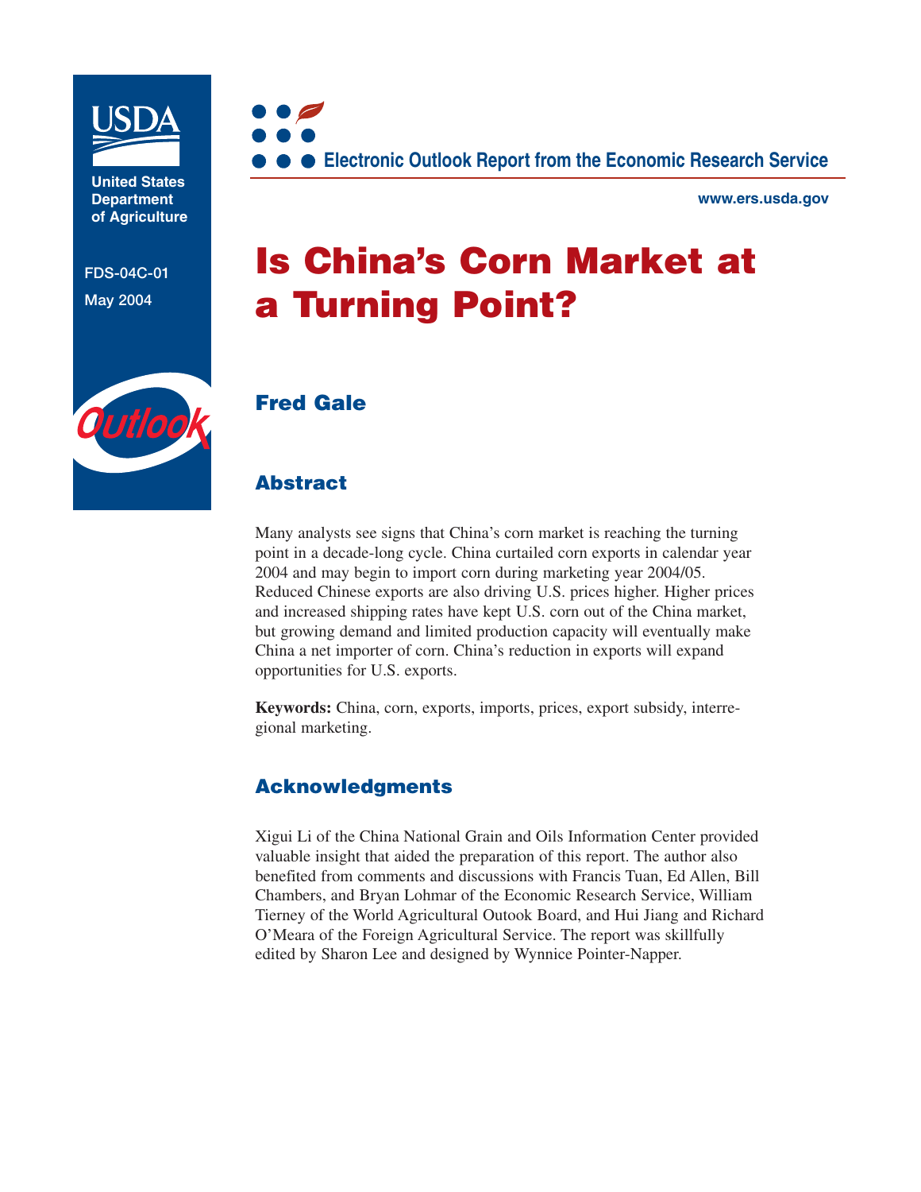USDA

United States Department of Agriculture

FDS-04C-01

May 2004

Outlook

**Electronic Outlook Report from the Economic Research Service**

www.ers.usda.gov

# Is China's Corn Market at a Turning Point?

## Fred Gale

## Abstract

Many analysts see signs that China's corn market is reaching the turning point in a decade-long cycle. China curtailed corn exports in calendar year 2004 and may begin to import corn during marketing year 2004/05. Reduced Chinese exports are also driving U.S. prices higher. Higher prices and increased shipping rates have kept U.S. corn out of the China market, but growing demand and limited production capacity will eventually make China a net importer of corn. China's reduction in exports will expand opportunities for U.S. exports.

**Keywords:** China, corn, exports, imports, prices, export subsidy, interregional marketing.

## Acknowledgments

Xigui Li of the China National Grain and Oils Information Center provided valuable insight that aided the preparation of this report. The author also benefited from comments and discussions with Francis Tuan, Ed Allen, Bill Chambers, and Bryan Lohmar of the Economic Research Service, William Tierney of the World Agricultural Outook Board, and Hui Jiang and Richard O'Meara of the Foreign Agricultural Service. The report was skillfully edited by Sharon Lee and designed by Wynnice Pointer-Napper.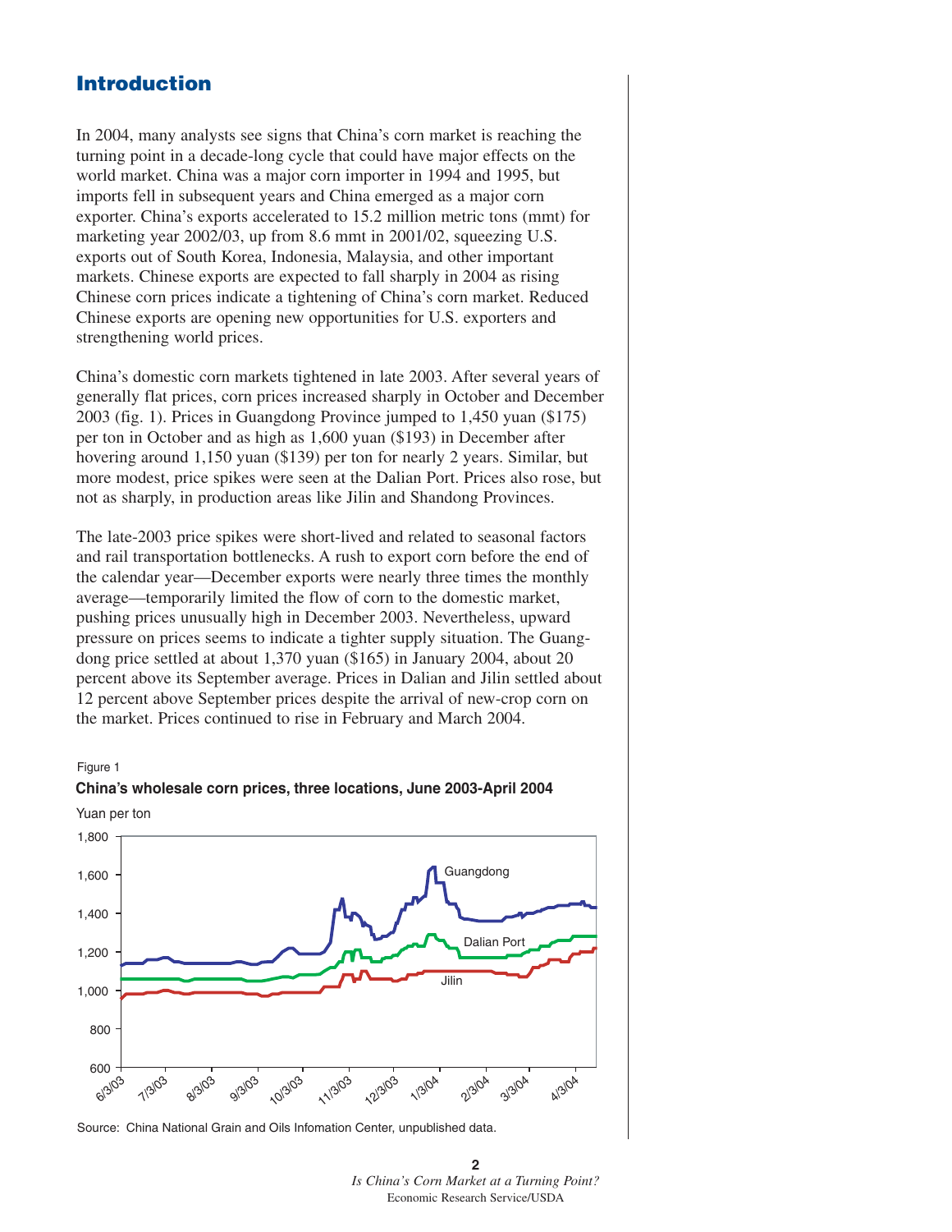## Introduction

In 2004, many analysts see signs that China's corn market is reaching the turning point in a decade-long cycle that could have major effects on the world market. China was a major corn importer in 1994 and 1995, but imports fell in subsequent years and China emerged as a major corn exporter. China's exports accelerated to 15.2 million metric tons (mmt) for marketing year 2002/03, up from 8.6 mmt in 2001/02, squeezing U.S. exports out of South Korea, Indonesia, Malaysia, and other important markets. Chinese exports are expected to fall sharply in 2004 as rising Chinese corn prices indicate a tightening of China's corn market. Reduced Chinese exports are opening new opportunities for U.S. exporters and strengthening world prices.

China's domestic corn markets tightened in late 2003. After several years of generally flat prices, corn prices increased sharply in October and December 2003 (fig. 1). Prices in Guangdong Province jumped to 1,450 yuan ($175) per ton in October and as high as 1,600 yuan ($193) in December after hovering around 1,150 yuan ($139) per ton for nearly 2 years. Similar, but more modest, price spikes were seen at the Dalian Port. Prices also rose, but not as sharply, in production areas like Jilin and Shandong Provinces.

The late-2003 price spikes were short-lived and related to seasonal factors and rail transportation bottlenecks. A rush to export corn before the end of the calendar year—December exports were nearly three times the monthly average—temporarily limited the flow of corn to the domestic market, pushing prices unusually high in December 2003. Nevertheless, upward pressure on prices seems to indicate a tighter supply situation. The Guangdong price settled at about 1,370 yuan ($165) in January 2004, about 20 percent above its September average. Prices in Dalian and Jilin settled about 12 percent above September prices despite the arrival of new-crop corn on the market. Prices continued to rise in February and March 2004.

Figure 1

**China's wholesale corn prices, three locations, June 2003-April 2004**

Yuan per ton

Source: China National Grain and Oils Infomation Center, unpublished data.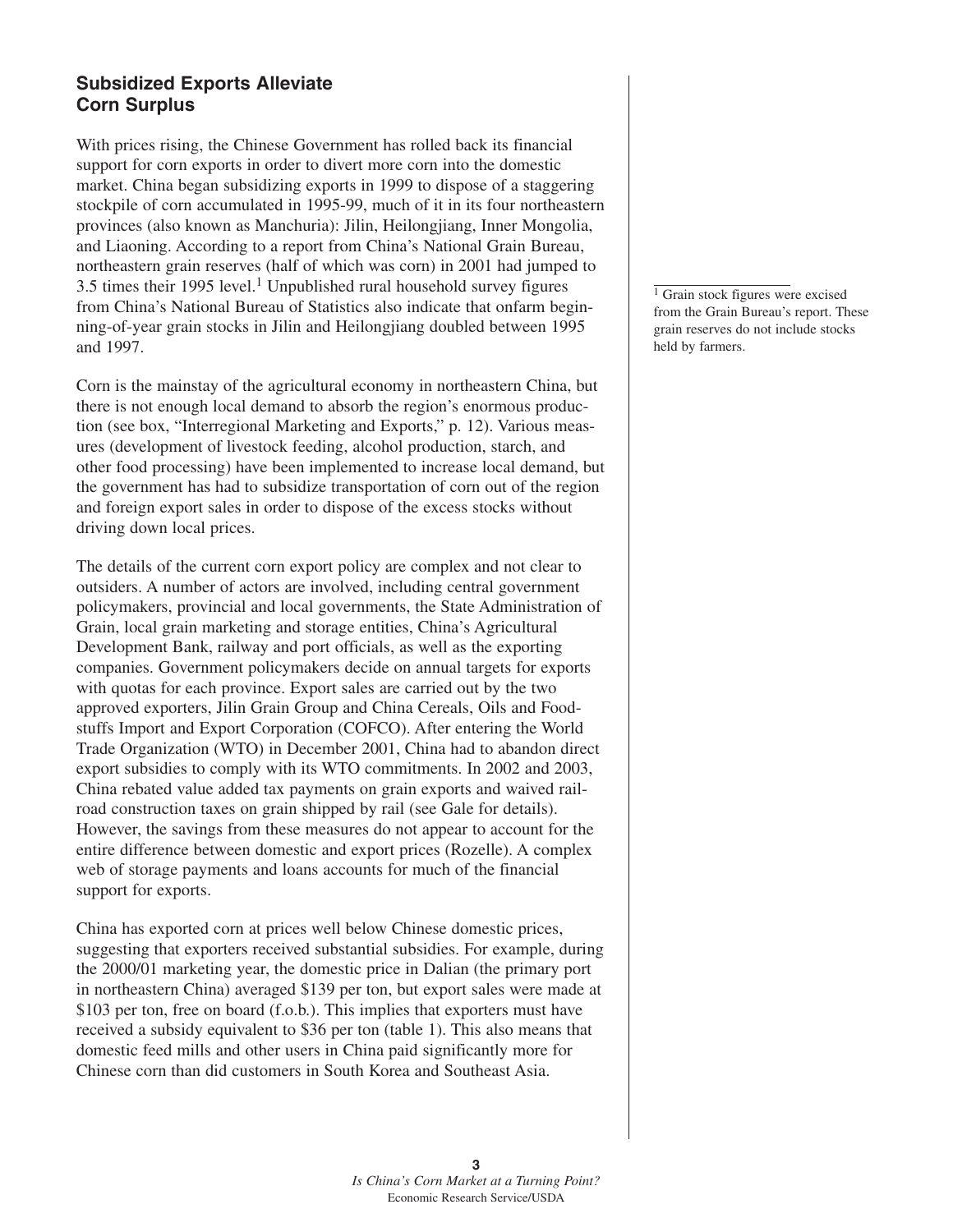## Subsidized Exports Alleviate Corn Surplus

With prices rising, the Chinese Government has rolled back its financial support for corn exports in order to divert more corn into the domestic market. China began subsidizing exports in 1999 to dispose of a staggering stockpile of corn accumulated in 1995-99, much of it in its four northeastern provinces (also known as Manchuria): Jilin, Heilongjiang, Inner Mongolia, and Liaoning. According to a report from China's National Grain Bureau, northeastern grain reserves (half of which was corn) in 2001 had jumped to 3.5 times their 1995 level.[1] Unpublished rural household survey figures from China's National Bureau of Statistics also indicate that onfarm beginning-of-year grain stocks in Jilin and Heilongjiang doubled between 1995 and 1997.

Corn is the mainstay of the agricultural economy in northeastern China, but there is not enough local demand to absorb the region's enormous production (see box, "Interregional Marketing and Exports," p. 12). Various measures (development of livestock feeding, alcohol production, starch, and other food processing) have been implemented to increase local demand, but the government has had to subsidize transportation of corn out of the region and foreign export sales in order to dispose of the excess stocks without driving down local prices.

The details of the current corn export policy are complex and not clear to outsiders. A number of actors are involved, including central government policymakers, provincial and local governments, the State Administration of Grain, local grain marketing and storage entities, China's Agricultural Development Bank, railway and port officials, as well as the exporting companies. Government policymakers decide on annual targets for exports with quotas for each province. Export sales are carried out by the two approved exporters, Jilin Grain Group and China Cereals, Oils and Foodstuffs Import and Export Corporation (COFCO). After entering the World Trade Organization (WTO) in December 2001, China had to abandon direct export subsidies to comply with its WTO commitments. In 2002 and 2003, China rebated value added tax payments on grain exports and waived railroad construction taxes on grain shipped by rail (see Gale for details). However, the savings from these measures do not appear to account for the entire difference between domestic and export prices (Rozelle). A complex web of storage payments and loans accounts for much of the financial support for exports.

China has exported corn at prices well below Chinese domestic prices, suggesting that exporters received substantial subsidies. For example, during the 2000/01 marketing year, the domestic price in Dalian (the primary port in northeastern China) averaged \$139 per ton, but export sales were made at \$103 per ton, free on board (f.o.b.). This implies that exporters must have received a subsidy equivalent to \$36 per ton (table 1). This also means that domestic feed mills and other users in China paid significantly more for Chinese corn than did customers in South Korea and Southeast Asia.

[1] Grain stock figures were excised from the Grain Bureau's report. These grain reserves do not include stocks held by farmers.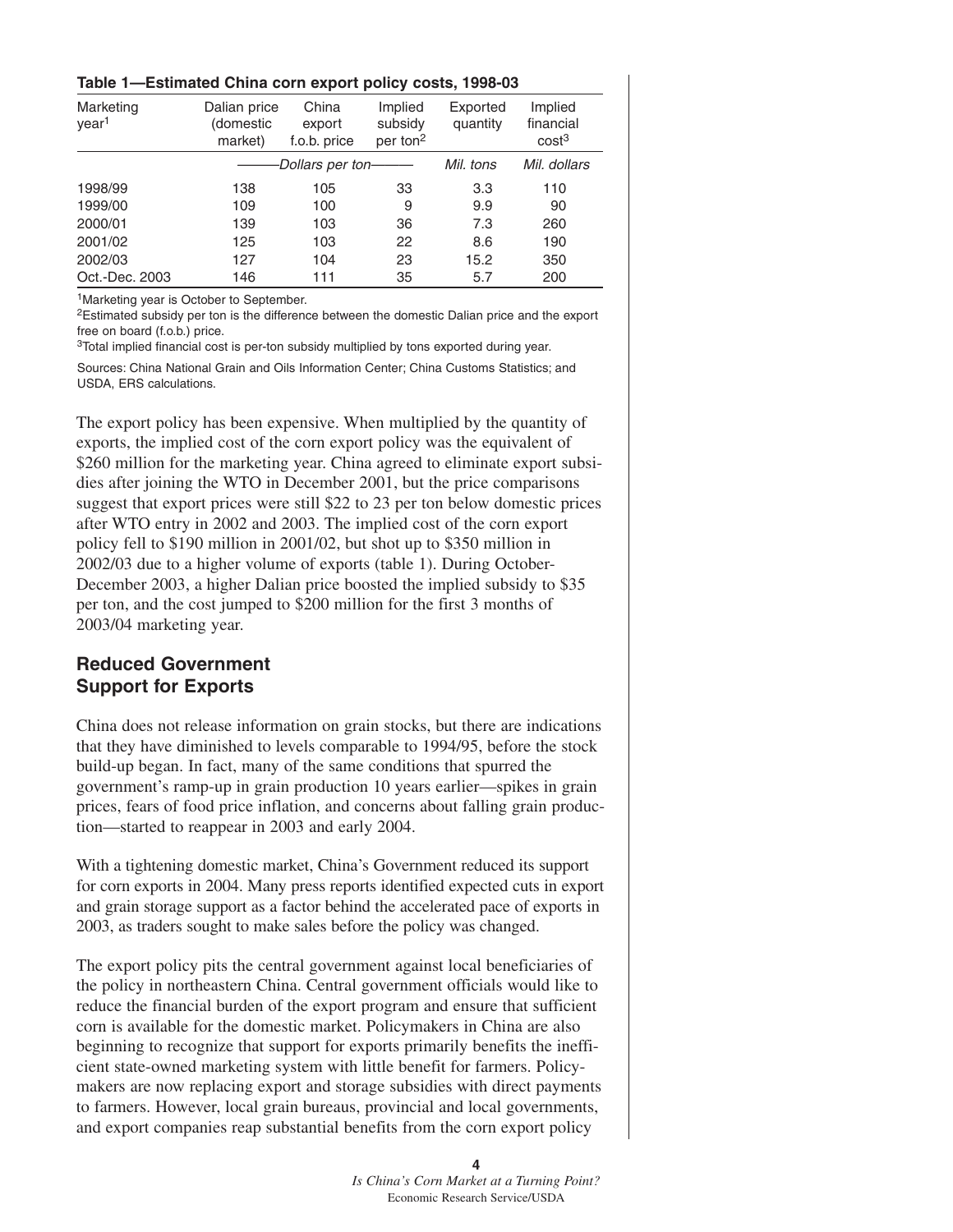**Table 1—Estimated China corn export policy costs, 1998-03**

| Marketing year[1] | Dalian price (domestic market) | China export f.o.b. price | Implied subsidy per ton[2] | Exported quantity | Implied financial cost[3] |
|---|---|---|---|---|---|
| | *Dollars per ton* | | | *Mil. tons* | *Mil. dollars* |
| 1998/99 | 138 | 105 | 33 | 3.3 | 110 |
| 1999/00 | 109 | 100 | 9 | 9.9 | 90 |
| 2000/01 | 139 | 103 | 36 | 7.3 | 260 |
| 2001/02 | 125 | 103 | 22 | 8.6 | 190 |
| 2002/03 | 127 | 104 | 23 | 15.2 | 350 |
| Oct.-Dec. 2003 | 146 | 111 | 35 | 5.7 | 200 |

[1]Marketing year is October to September.

[2]Estimated subsidy per ton is the difference between the domestic Dalian price and the export free on board (f.o.b.) price.

[3]Total implied financial cost is per-ton subsidy multiplied by tons exported during year.

Sources: China National Grain and Oils Information Center; China Customs Statistics; and USDA, ERS calculations.

The export policy has been expensive. When multiplied by the quantity of exports, the implied cost of the corn export policy was the equivalent of \$260 million for the marketing year. China agreed to eliminate export subsidies after joining the WTO in December 2001, but the price comparisons suggest that export prices were still \$22 to 23 per ton below domestic prices after WTO entry in 2002 and 2003. The implied cost of the corn export policy fell to \$190 million in 2001/02, but shot up to \$350 million in 2002/03 due to a higher volume of exports (table 1). During October-December 2003, a higher Dalian price boosted the implied subsidy to \$35 per ton, and the cost jumped to \$200 million for the first 3 months of 2003/04 marketing year.

## Reduced Government Support for Exports

China does not release information on grain stocks, but there are indications that they have diminished to levels comparable to 1994/95, before the stock build-up began. In fact, many of the same conditions that spurred the government's ramp-up in grain production 10 years earlier—spikes in grain prices, fears of food price inflation, and concerns about falling grain production—started to reappear in 2003 and early 2004.

With a tightening domestic market, China's Government reduced its support for corn exports in 2004. Many press reports identified expected cuts in export and grain storage support as a factor behind the accelerated pace of exports in 2003, as traders sought to make sales before the policy was changed.

The export policy pits the central government against local beneficiaries of the policy in northeastern China. Central government officials would like to reduce the financial burden of the export program and ensure that sufficient corn is available for the domestic market. Policymakers in China are also beginning to recognize that support for exports primarily benefits the inefficient state-owned marketing system with little benefit for farmers. Policymakers are now replacing export and storage subsidies with direct payments to farmers. However, local grain bureaus, provincial and local governments, and export companies reap substantial benefits from the corn export policy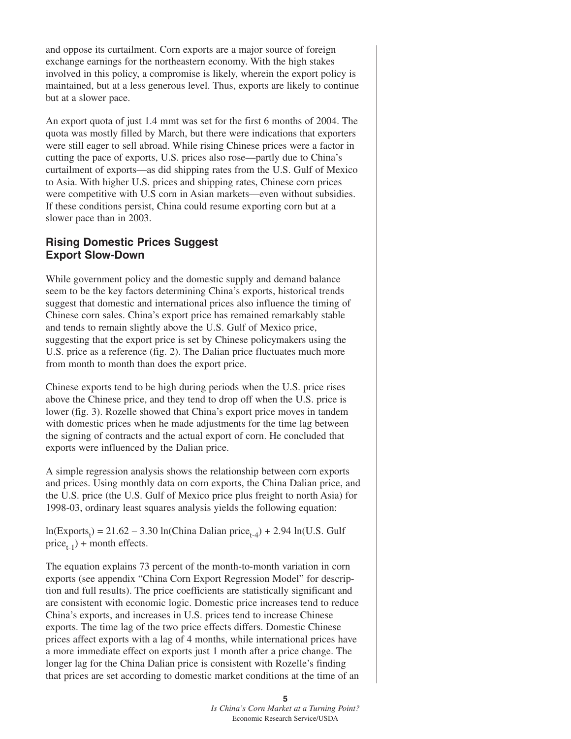and oppose its curtailment. Corn exports are a major source of foreign exchange earnings for the northeastern economy. With the high stakes involved in this policy, a compromise is likely, wherein the export policy is maintained, but at a less generous level. Thus, exports are likely to continue but at a slower pace.

An export quota of just 1.4 mmt was set for the first 6 months of 2004. The quota was mostly filled by March, but there were indications that exporters were still eager to sell abroad. While rising Chinese prices were a factor in cutting the pace of exports, U.S. prices also rose—partly due to China's curtailment of exports—as did shipping rates from the U.S. Gulf of Mexico to Asia. With higher U.S. prices and shipping rates, Chinese corn prices were competitive with U.S corn in Asian markets—even without subsidies. If these conditions persist, China could resume exporting corn but at a slower pace than in 2003.

## Rising Domestic Prices Suggest Export Slow-Down

While government policy and the domestic supply and demand balance seem to be the key factors determining China's exports, historical trends suggest that domestic and international prices also influence the timing of Chinese corn sales. China's export price has remained remarkably stable and tends to remain slightly above the U.S. Gulf of Mexico price, suggesting that the export price is set by Chinese policymakers using the U.S. price as a reference (fig. 2). The Dalian price fluctuates much more from month to month than does the export price.

Chinese exports tend to be high during periods when the U.S. price rises above the Chinese price, and they tend to drop off when the U.S. price is lower (fig. 3). Rozelle showed that China's export price moves in tandem with domestic prices when he made adjustments for the time lag between the signing of contracts and the actual export of corn. He concluded that exports were influenced by the Dalian price.

A simple regression analysis shows the relationship between corn exports and prices. Using monthly data on corn exports, the China Dalian price, and the U.S. price (the U.S. Gulf of Mexico price plus freight to north Asia) for 1998-03, ordinary least squares analysis yields the following equation:

$\ln(\text{Exports}_t) = 21.62 - 3.30 \ln(\text{China Dalian price}_{t-4}) + 2.94 \ln(\text{U.S. Gulf price}_{t-1}) + \text{month effects}.$

The equation explains 73 percent of the month-to-month variation in corn exports (see appendix "China Corn Export Regression Model" for description and full results). The price coefficients are statistically significant and are consistent with economic logic. Domestic price increases tend to reduce China's exports, and increases in U.S. prices tend to increase Chinese exports. The time lag of the two price effects differs. Domestic Chinese prices affect exports with a lag of 4 months, while international prices have a more immediate effect on exports just 1 month after a price change. The longer lag for the China Dalian price is consistent with Rozelle's finding that prices are set according to domestic market conditions at the time of an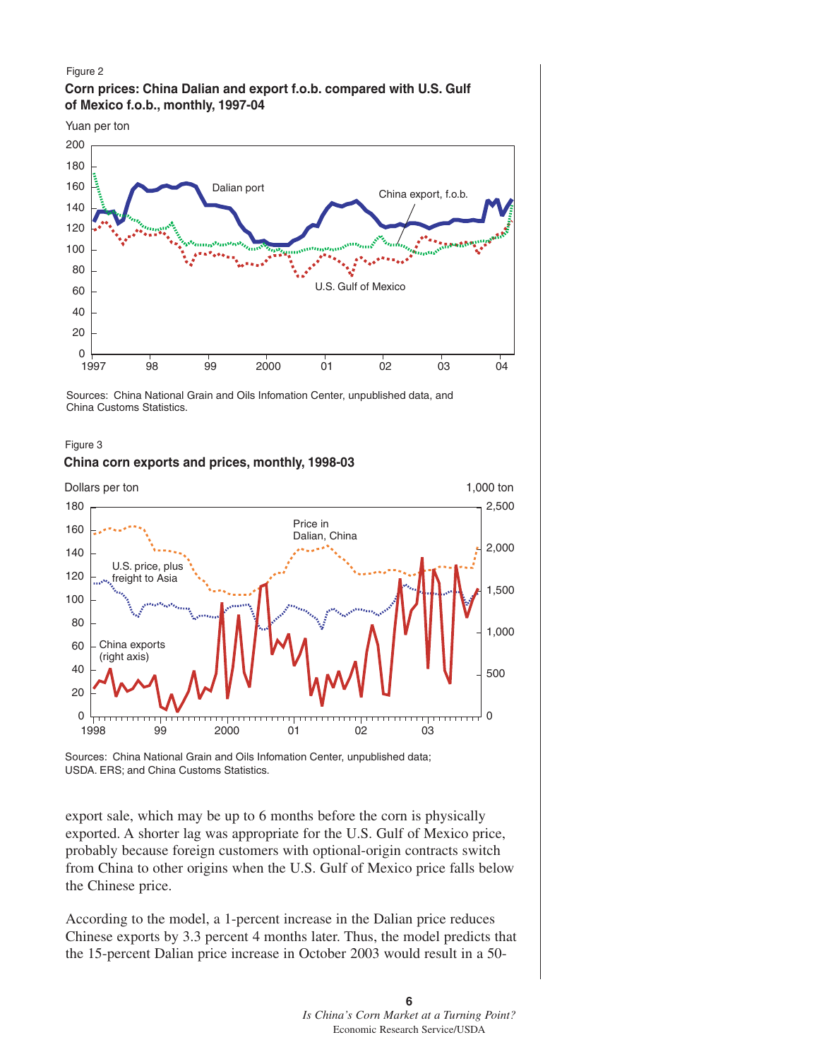Figure 2

**Corn prices: China Dalian and export f.o.b. compared with U.S. Gulf of Mexico f.o.b., monthly, 1997-04**

Sources: China National Grain and Oils Infomation Center, unpublished data, and China Customs Statistics.

Figure 3

**China corn exports and prices, monthly, 1998-03**

Sources: China National Grain and Oils Infomation Center, unpublished data; USDA. ERS; and China Customs Statistics.

export sale, which may be up to 6 months before the corn is physically exported. A shorter lag was appropriate for the U.S. Gulf of Mexico price, probably because foreign customers with optional-origin contracts switch from China to other origins when the U.S. Gulf of Mexico price falls below the Chinese price.

According to the model, a 1-percent increase in the Dalian price reduces Chinese exports by 3.3 percent 4 months later. Thus, the model predicts that the 15-percent Dalian price increase in October 2003 would result in a 50-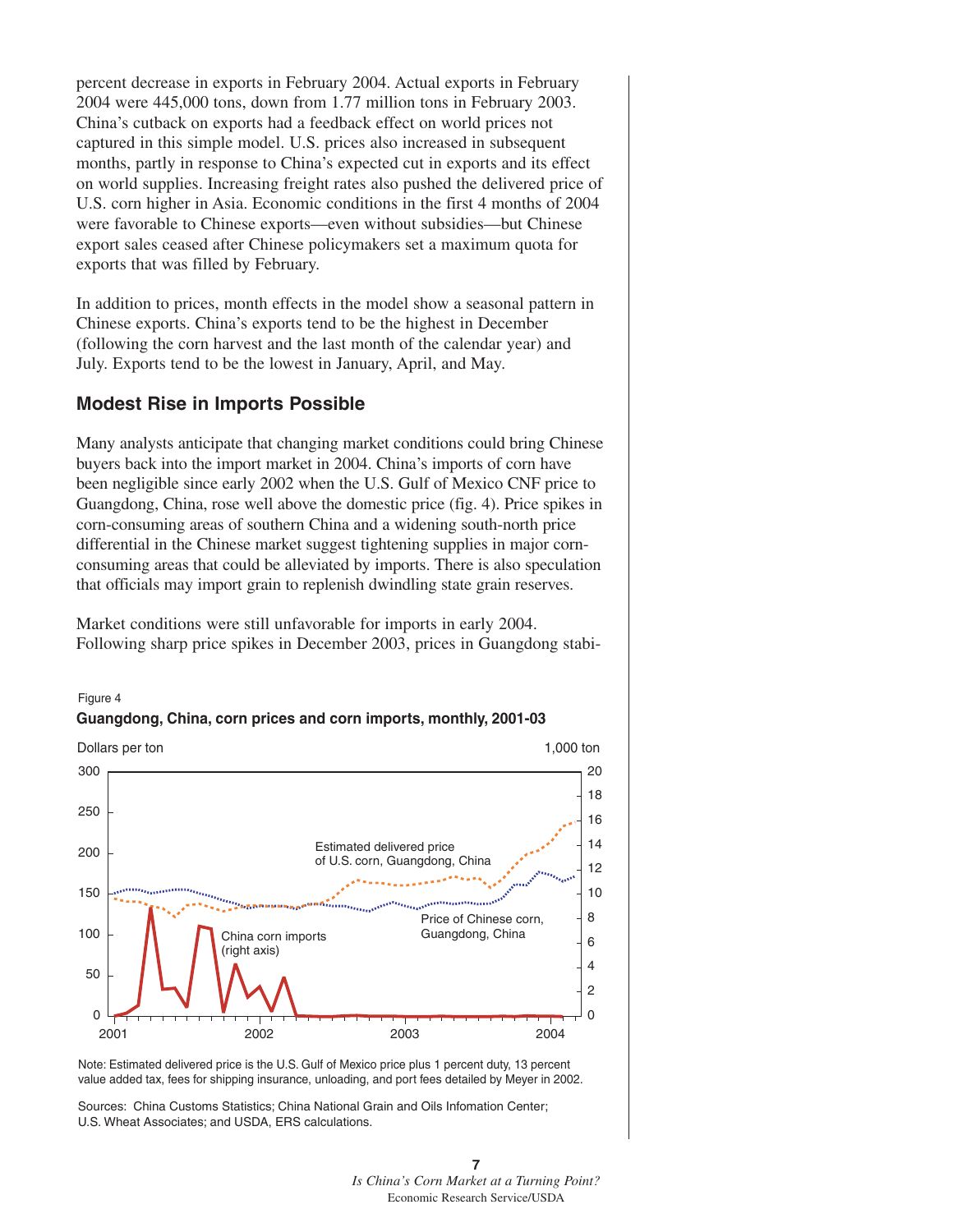percent decrease in exports in February 2004. Actual exports in February 2004 were 445,000 tons, down from 1.77 million tons in February 2003. China's cutback on exports had a feedback effect on world prices not captured in this simple model. U.S. prices also increased in subsequent months, partly in response to China's expected cut in exports and its effect on world supplies. Increasing freight rates also pushed the delivered price of U.S. corn higher in Asia. Economic conditions in the first 4 months of 2004 were favorable to Chinese exports—even without subsidies—but Chinese export sales ceased after Chinese policymakers set a maximum quota for exports that was filled by February.

In addition to prices, month effects in the model show a seasonal pattern in Chinese exports. China's exports tend to be the highest in December (following the corn harvest and the last month of the calendar year) and July. Exports tend to be the lowest in January, April, and May.

## Modest Rise in Imports Possible

Many analysts anticipate that changing market conditions could bring Chinese buyers back into the import market in 2004. China's imports of corn have been negligible since early 2002 when the U.S. Gulf of Mexico CNF price to Guangdong, China, rose well above the domestic price (fig. 4). Price spikes in corn-consuming areas of southern China and a widening south-north price differential in the Chinese market suggest tightening supplies in major corn-consuming areas that could be alleviated by imports. There is also speculation that officials may import grain to replenish dwindling state grain reserves.

Market conditions were still unfavorable for imports in early 2004. Following sharp price spikes in December 2003, prices in Guangdong stabi-

Figure 4

**Guangdong, China, corn prices and corn imports, monthly, 2001-03**

Dollars per ton (left axis: 0–300); 1,000 ton (right axis: 0–20); x-axis: 2001, 2002, 2003, 2004

Series: Estimated delivered price of U.S. corn, Guangdong, China; Price of Chinese corn, Guangdong, China; China corn imports (right axis)

Note: Estimated delivered price is the U.S. Gulf of Mexico price plus 1 percent duty, 13 percent value added tax, fees for shipping insurance, unloading, and port fees detailed by Meyer in 2002.

Sources: China Customs Statistics; China National Grain and Oils Infomation Center; U.S. Wheat Associates; and USDA, ERS calculations.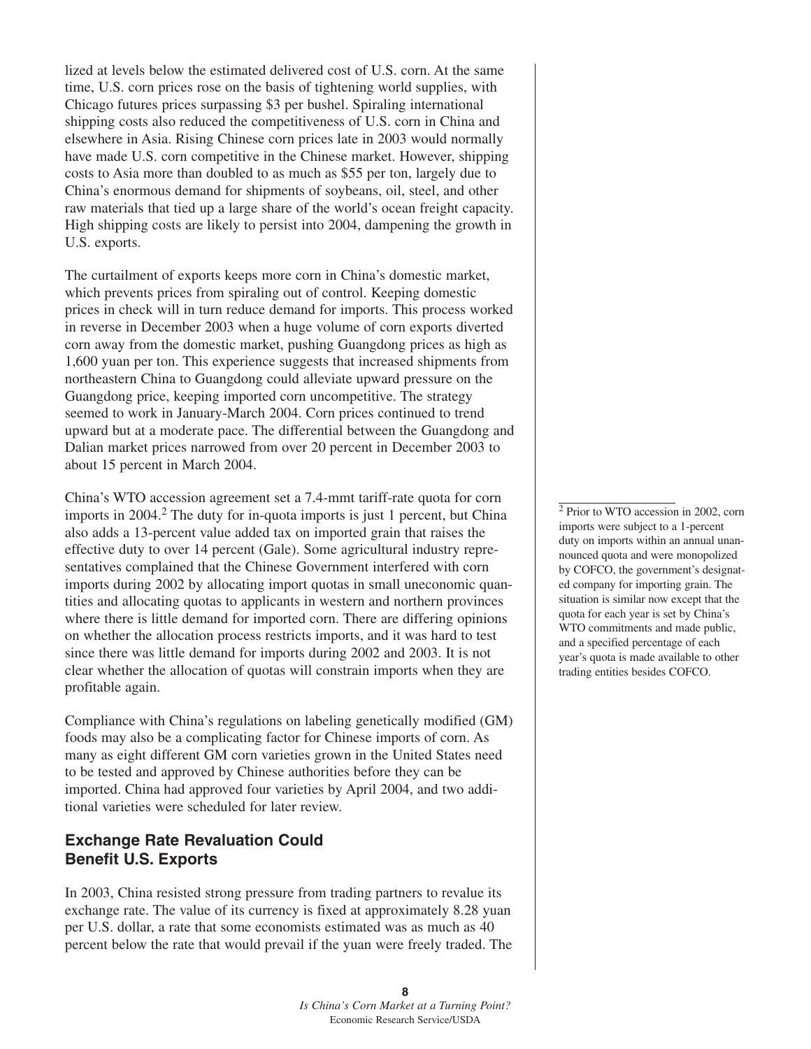lized at levels below the estimated delivered cost of U.S. corn. At the same time, U.S. corn prices rose on the basis of tightening world supplies, with Chicago futures prices surpassing $3 per bushel. Spiraling international shipping costs also reduced the competitiveness of U.S. corn in China and elsewhere in Asia. Rising Chinese corn prices late in 2003 would normally have made U.S. corn competitive in the Chinese market. However, shipping costs to Asia more than doubled to as much as $55 per ton, largely due to China's enormous demand for shipments of soybeans, oil, steel, and other raw materials that tied up a large share of the world's ocean freight capacity. High shipping costs are likely to persist into 2004, dampening the growth in U.S. exports.

The curtailment of exports keeps more corn in China's domestic market, which prevents prices from spiraling out of control. Keeping domestic prices in check will in turn reduce demand for imports. This process worked in reverse in December 2003 when a huge volume of corn exports diverted corn away from the domestic market, pushing Guangdong prices as high as 1,600 yuan per ton. This experience suggests that increased shipments from northeastern China to Guangdong could alleviate upward pressure on the Guangdong price, keeping imported corn uncompetitive. The strategy seemed to work in January-March 2004. Corn prices continued to trend upward but at a moderate pace. The differential between the Guangdong and Dalian market prices narrowed from over 20 percent in December 2003 to about 15 percent in March 2004.

China's WTO accession agreement set a 7.4-mmt tariff-rate quota for corn imports in 2004.[2] The duty for in-quota imports is just 1 percent, but China also adds a 13-percent value added tax on imported grain that raises the effective duty to over 14 percent (Gale). Some agricultural industry representatives complained that the Chinese Government interfered with corn imports during 2002 by allocating import quotas in small uneconomic quantities and allocating quotas to applicants in western and northern provinces where there is little demand for imported corn. There are differing opinions on whether the allocation process restricts imports, and it was hard to test since there was little demand for imports during 2002 and 2003. It is not clear whether the allocation of quotas will constrain imports when they are profitable again.

Compliance with China's regulations on labeling genetically modified (GM) foods may also be a complicating factor for Chinese imports of corn. As many as eight different GM corn varieties grown in the United States need to be tested and approved by Chinese authorities before they can be imported. China had approved four varieties by April 2004, and two additional varieties were scheduled for later review.

## Exchange Rate Revaluation Could Benefit U.S. Exports

In 2003, China resisted strong pressure from trading partners to revalue its exchange rate. The value of its currency is fixed at approximately 8.28 yuan per U.S. dollar, a rate that some economists estimated was as much as 40 percent below the rate that would prevail if the yuan were freely traded. The

---

[2] Prior to WTO accession in 2002, corn imports were subject to a 1-percent duty on imports within an annual unannounced quota and were monopolized by COFCO, the government's designated company for importing grain. The situation is similar now except that the quota for each year is set by China's WTO commitments and made public, and a specified percentage of each year's quota is made available to other trading entities besides COFCO.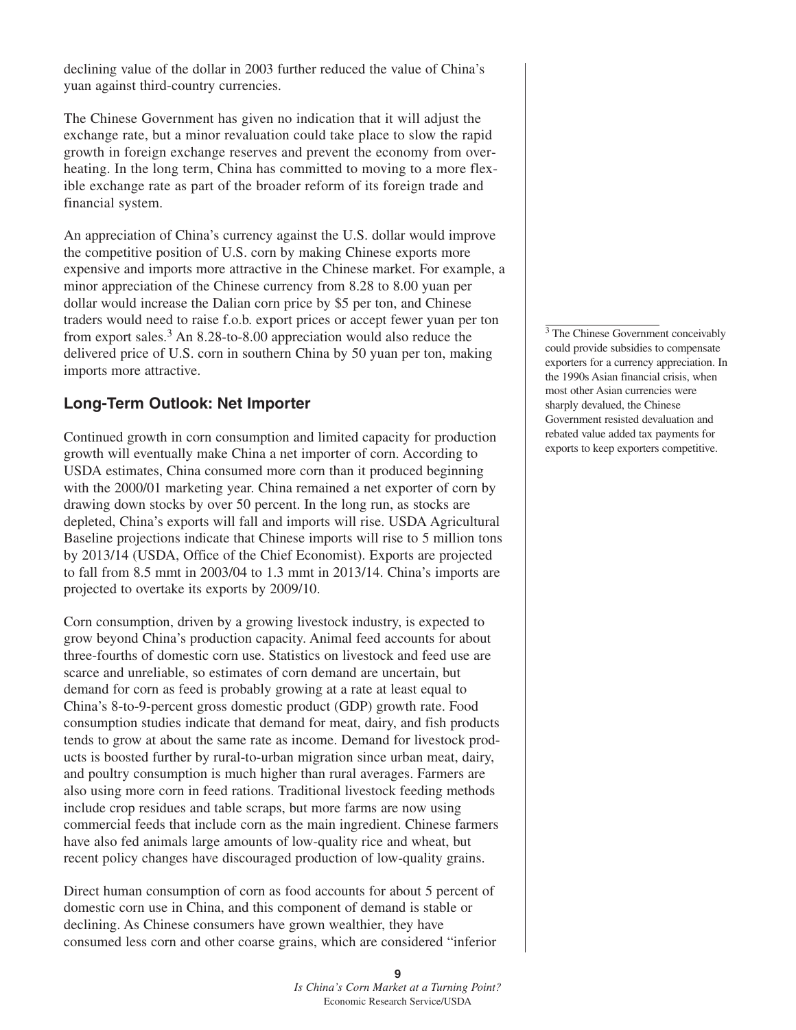declining value of the dollar in 2003 further reduced the value of China's yuan against third-country currencies.

The Chinese Government has given no indication that it will adjust the exchange rate, but a minor revaluation could take place to slow the rapid growth in foreign exchange reserves and prevent the economy from overheating. In the long term, China has committed to moving to a more flexible exchange rate as part of the broader reform of its foreign trade and financial system.

An appreciation of China's currency against the U.S. dollar would improve the competitive position of U.S. corn by making Chinese exports more expensive and imports more attractive in the Chinese market. For example, a minor appreciation of the Chinese currency from 8.28 to 8.00 yuan per dollar would increase the Dalian corn price by $5 per ton, and Chinese traders would need to raise f.o.b. export prices or accept fewer yuan per ton from export sales.[3] An 8.28-to-8.00 appreciation would also reduce the delivered price of U.S. corn in southern China by 50 yuan per ton, making imports more attractive.

[3] The Chinese Government conceivably could provide subsidies to compensate exporters for a currency appreciation. In the 1990s Asian financial crisis, when most other Asian currencies were sharply devalued, the Chinese Government resisted devaluation and rebated value added tax payments for exports to keep exporters competitive.

## Long-Term Outlook: Net Importer

Continued growth in corn consumption and limited capacity for production growth will eventually make China a net importer of corn. According to USDA estimates, China consumed more corn than it produced beginning with the 2000/01 marketing year. China remained a net exporter of corn by drawing down stocks by over 50 percent. In the long run, as stocks are depleted, China's exports will fall and imports will rise. USDA Agricultural Baseline projections indicate that Chinese imports will rise to 5 million tons by 2013/14 (USDA, Office of the Chief Economist). Exports are projected to fall from 8.5 mmt in 2003/04 to 1.3 mmt in 2013/14. China's imports are projected to overtake its exports by 2009/10.

Corn consumption, driven by a growing livestock industry, is expected to grow beyond China's production capacity. Animal feed accounts for about three-fourths of domestic corn use. Statistics on livestock and feed use are scarce and unreliable, so estimates of corn demand are uncertain, but demand for corn as feed is probably growing at a rate at least equal to China's 8-to-9-percent gross domestic product (GDP) growth rate. Food consumption studies indicate that demand for meat, dairy, and fish products tends to grow at about the same rate as income. Demand for livestock products is boosted further by rural-to-urban migration since urban meat, dairy, and poultry consumption is much higher than rural averages. Farmers are also using more corn in feed rations. Traditional livestock feeding methods include crop residues and table scraps, but more farms are now using commercial feeds that include corn as the main ingredient. Chinese farmers have also fed animals large amounts of low-quality rice and wheat, but recent policy changes have discouraged production of low-quality grains.

Direct human consumption of corn as food accounts for about 5 percent of domestic corn use in China, and this component of demand is stable or declining. As Chinese consumers have grown wealthier, they have consumed less corn and other coarse grains, which are considered "inferior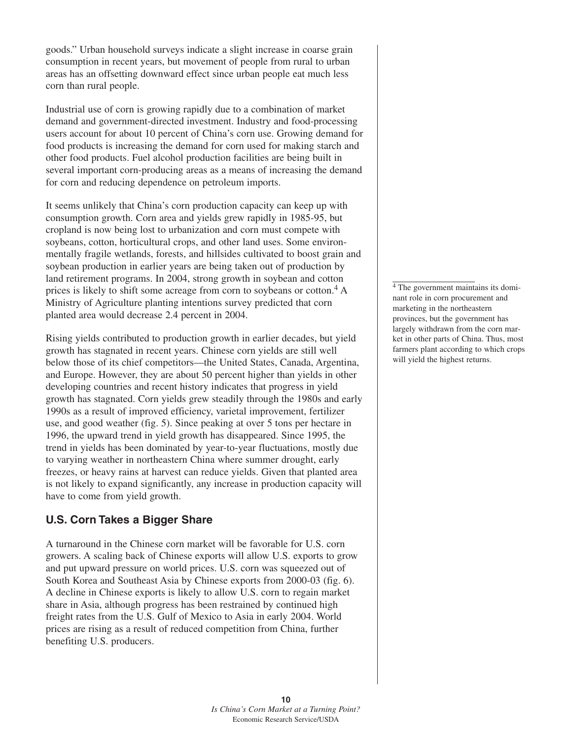goods." Urban household surveys indicate a slight increase in coarse grain consumption in recent years, but movement of people from rural to urban areas has an offsetting downward effect since urban people eat much less corn than rural people.

Industrial use of corn is growing rapidly due to a combination of market demand and government-directed investment. Industry and food-processing users account for about 10 percent of China's corn use. Growing demand for food products is increasing the demand for corn used for making starch and other food products. Fuel alcohol production facilities are being built in several important corn-producing areas as a means of increasing the demand for corn and reducing dependence on petroleum imports.

It seems unlikely that China's corn production capacity can keep up with consumption growth. Corn area and yields grew rapidly in 1985-95, but cropland is now being lost to urbanization and corn must compete with soybeans, cotton, horticultural crops, and other land uses. Some environmentally fragile wetlands, forests, and hillsides cultivated to boost grain and soybean production in earlier years are being taken out of production by land retirement programs. In 2004, strong growth in soybean and cotton prices is likely to shift some acreage from corn to soybeans or cotton.[4] A Ministry of Agriculture planting intentions survey predicted that corn planted area would decrease 2.4 percent in 2004.

Rising yields contributed to production growth in earlier decades, but yield growth has stagnated in recent years. Chinese corn yields are still well below those of its chief competitors—the United States, Canada, Argentina, and Europe. However, they are about 50 percent higher than yields in other developing countries and recent history indicates that progress in yield growth has stagnated. Corn yields grew steadily through the 1980s and early 1990s as a result of improved efficiency, varietal improvement, fertilizer use, and good weather (fig. 5). Since peaking at over 5 tons per hectare in 1996, the upward trend in yield growth has disappeared. Since 1995, the trend in yields has been dominated by year-to-year fluctuations, mostly due to varying weather in northeastern China where summer drought, early freezes, or heavy rains at harvest can reduce yields. Given that planted area is not likely to expand significantly, any increase in production capacity will have to come from yield growth.

## U.S. Corn Takes a Bigger Share

A turnaround in the Chinese corn market will be favorable for U.S. corn growers. A scaling back of Chinese exports will allow U.S. exports to grow and put upward pressure on world prices. U.S. corn was squeezed out of South Korea and Southeast Asia by Chinese exports from 2000-03 (fig. 6). A decline in Chinese exports is likely to allow U.S. corn to regain market share in Asia, although progress has been restrained by continued high freight rates from the U.S. Gulf of Mexico to Asia in early 2004. World prices are rising as a result of reduced competition from China, further benefiting U.S. producers.

[4] The government maintains its dominant role in corn procurement and marketing in the northeastern provinces, but the government has largely withdrawn from the corn market in other parts of China. Thus, most farmers plant according to which crops will yield the highest returns.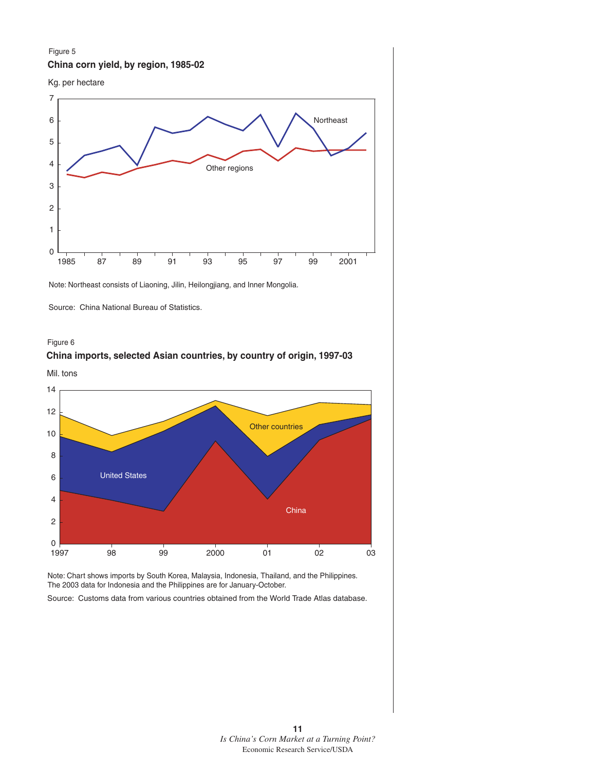Figure 5

**China corn yield, by region, 1985-02**

Kg. per hectare

Note: Northeast consists of Liaoning, Jilin, Heilongjiang, and Inner Mongolia.

Source: China National Bureau of Statistics.

Figure 6

**China imports, selected Asian countries, by country of origin, 1997-03**

Mil. tons

Note: Chart shows imports by South Korea, Malaysia, Indonesia, Thailand, and the Philippines. The 2003 data for Indonesia and the Philippines are for January-October.

Source: Customs data from various countries obtained from the World Trade Atlas database.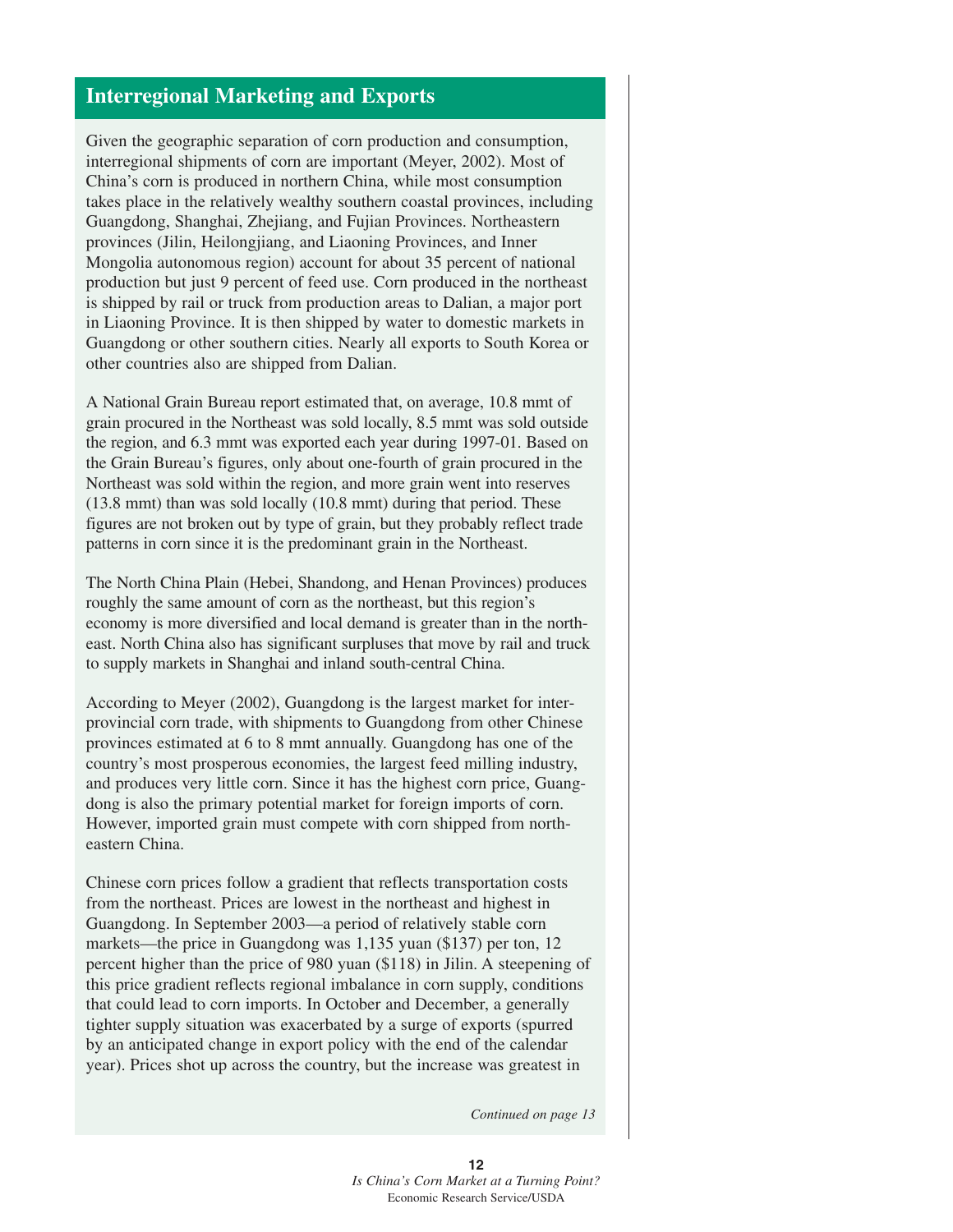## Interregional Marketing and Exports

Given the geographic separation of corn production and consumption, interregional shipments of corn are important (Meyer, 2002). Most of China's corn is produced in northern China, while most consumption takes place in the relatively wealthy southern coastal provinces, including Guangdong, Shanghai, Zhejiang, and Fujian Provinces. Northeastern provinces (Jilin, Heilongjiang, and Liaoning Provinces, and Inner Mongolia autonomous region) account for about 35 percent of national production but just 9 percent of feed use. Corn produced in the northeast is shipped by rail or truck from production areas to Dalian, a major port in Liaoning Province. It is then shipped by water to domestic markets in Guangdong or other southern cities. Nearly all exports to South Korea or other countries also are shipped from Dalian.

A National Grain Bureau report estimated that, on average, 10.8 mmt of grain procured in the Northeast was sold locally, 8.5 mmt was sold outside the region, and 6.3 mmt was exported each year during 1997-01. Based on the Grain Bureau's figures, only about one-fourth of grain procured in the Northeast was sold within the region, and more grain went into reserves (13.8 mmt) than was sold locally (10.8 mmt) during that period. These figures are not broken out by type of grain, but they probably reflect trade patterns in corn since it is the predominant grain in the Northeast.

The North China Plain (Hebei, Shandong, and Henan Provinces) produces roughly the same amount of corn as the northeast, but this region's economy is more diversified and local demand is greater than in the northeast. North China also has significant surpluses that move by rail and truck to supply markets in Shanghai and inland south-central China.

According to Meyer (2002), Guangdong is the largest market for interprovincial corn trade, with shipments to Guangdong from other Chinese provinces estimated at 6 to 8 mmt annually. Guangdong has one of the country's most prosperous economies, the largest feed milling industry, and produces very little corn. Since it has the highest corn price, Guangdong is also the primary potential market for foreign imports of corn. However, imported grain must compete with corn shipped from northeastern China.

Chinese corn prices follow a gradient that reflects transportation costs from the northeast. Prices are lowest in the northeast and highest in Guangdong. In September 2003—a period of relatively stable corn markets—the price in Guangdong was 1,135 yuan ($137) per ton, 12 percent higher than the price of 980 yuan ($118) in Jilin. A steepening of this price gradient reflects regional imbalance in corn supply, conditions that could lead to corn imports. In October and December, a generally tighter supply situation was exacerbated by a surge of exports (spurred by an anticipated change in export policy with the end of the calendar year). Prices shot up across the country, but the increase was greatest in

*Continued on page 13*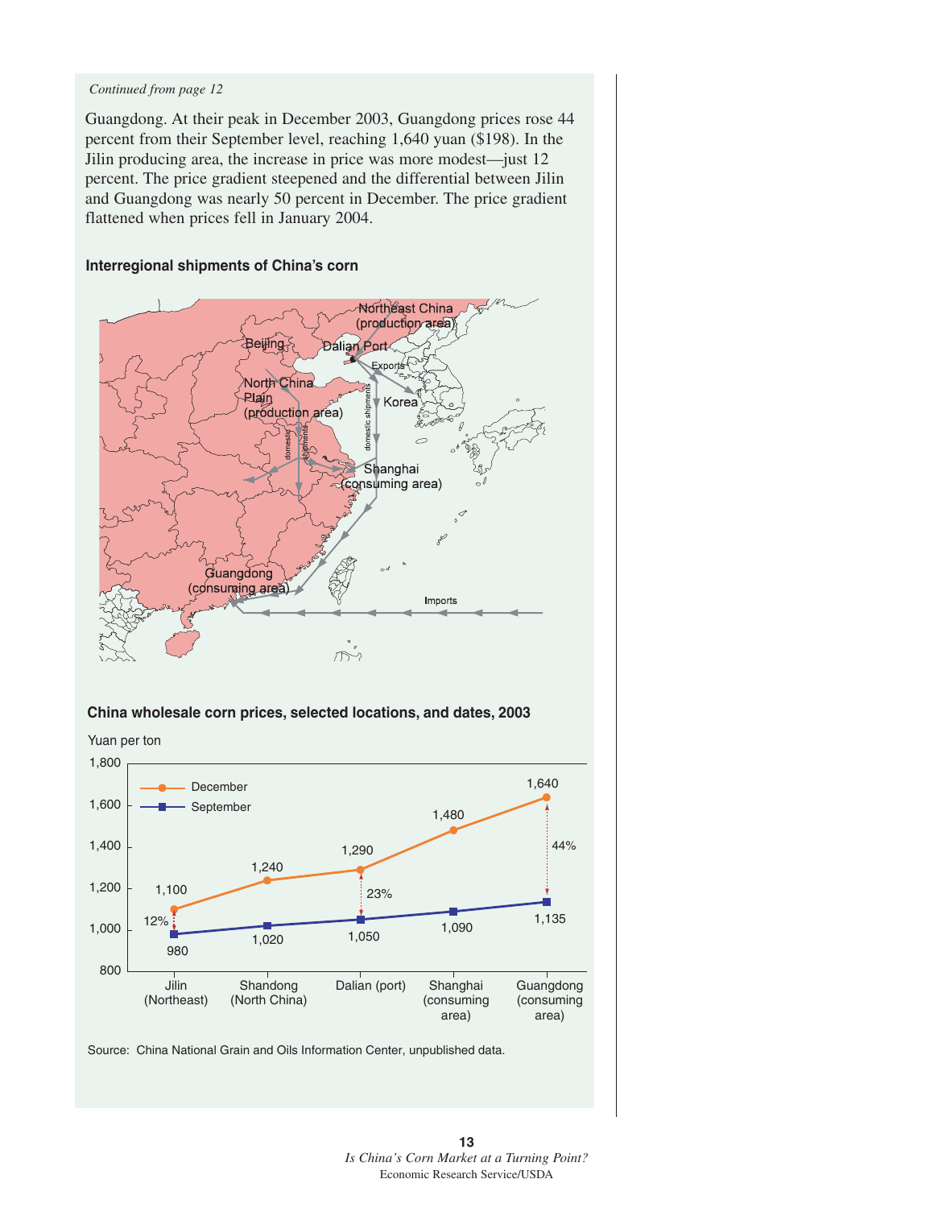*Continued from page 12*

Guangdong. At their peak in December 2003, Guangdong prices rose 44 percent from their September level, reaching 1,640 yuan ($198). In the Jilin producing area, the increase in price was more modest—just 12 percent. The price gradient steepened and the differential between Jilin and Guangdong was nearly 50 percent in December. The price gradient flattened when prices fell in January 2004.

**Interregional shipments of China's corn**

**China wholesale corn prices, selected locations, and dates, 2003**

Yuan per ton

| Location | September | December |
|---|---|---|
| Jilin (Northeast) | 980 | 1,100 |
| Shandong (North China) | 1,020 | 1,240 |
| Dalian (port) | 1,050 | 1,290 |
| Shanghai (consuming area) | 1,090 | 1,480 |
| Guangdong (consuming area) | 1,135 | 1,640 |

Source: China National Grain and Oils Information Center, unpublished data.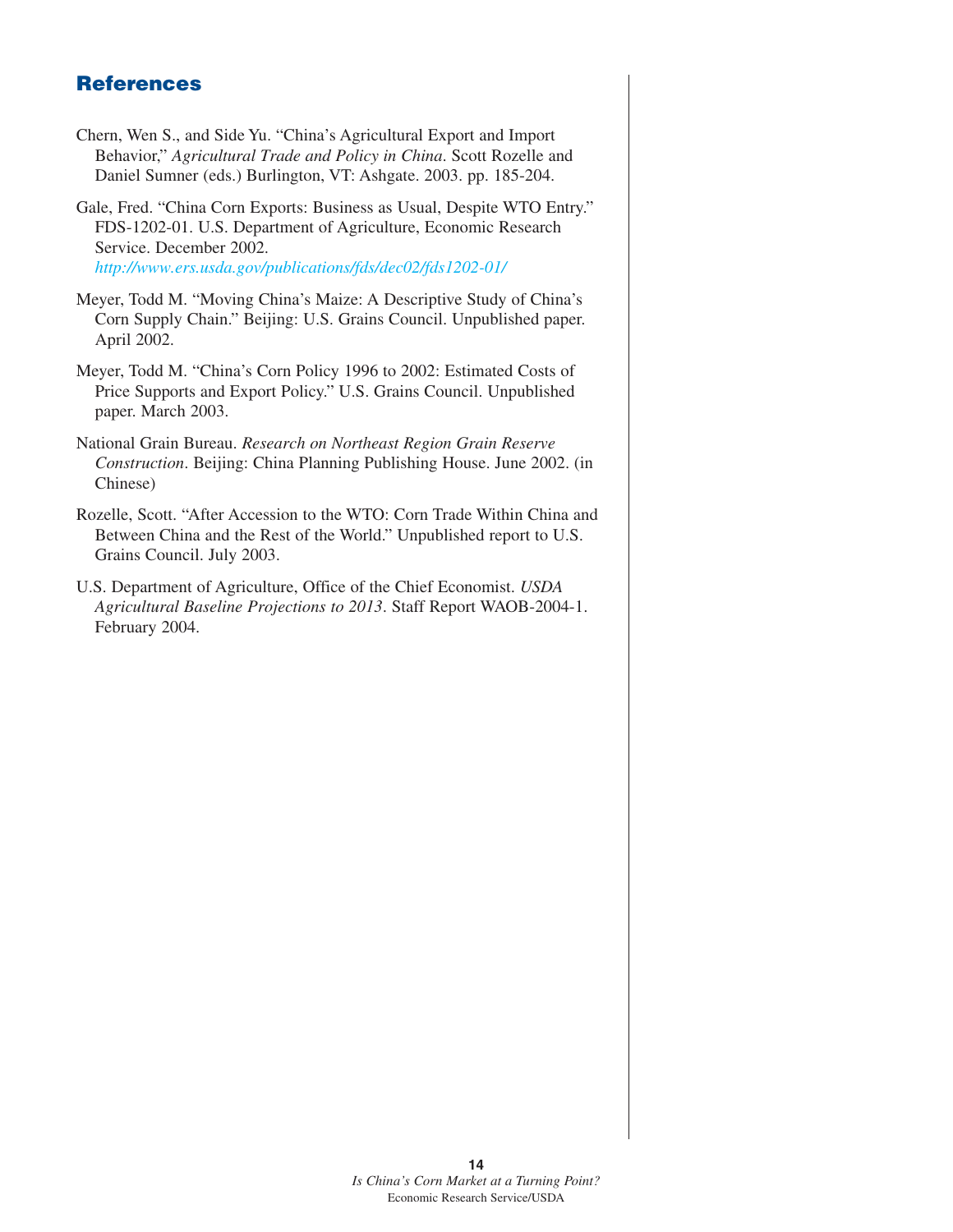## References

Chern, Wen S., and Side Yu. "China's Agricultural Export and Import Behavior," *Agricultural Trade and Policy in China*. Scott Rozelle and Daniel Sumner (eds.) Burlington, VT: Ashgate. 2003. pp. 185-204.

Gale, Fred. "China Corn Exports: Business as Usual, Despite WTO Entry." FDS-1202-01. U.S. Department of Agriculture, Economic Research Service. December 2002. *http://www.ers.usda.gov/publications/fds/dec02/fds1202-01/*

Meyer, Todd M. "Moving China's Maize: A Descriptive Study of China's Corn Supply Chain." Beijing: U.S. Grains Council. Unpublished paper. April 2002.

Meyer, Todd M. "China's Corn Policy 1996 to 2002: Estimated Costs of Price Supports and Export Policy." U.S. Grains Council. Unpublished paper. March 2003.

National Grain Bureau. *Research on Northeast Region Grain Reserve Construction*. Beijing: China Planning Publishing House. June 2002. (in Chinese)

Rozelle, Scott. "After Accession to the WTO: Corn Trade Within China and Between China and the Rest of the World." Unpublished report to U.S. Grains Council. July 2003.

U.S. Department of Agriculture, Office of the Chief Economist. *USDA Agricultural Baseline Projections to 2013*. Staff Report WAOB-2004-1. February 2004.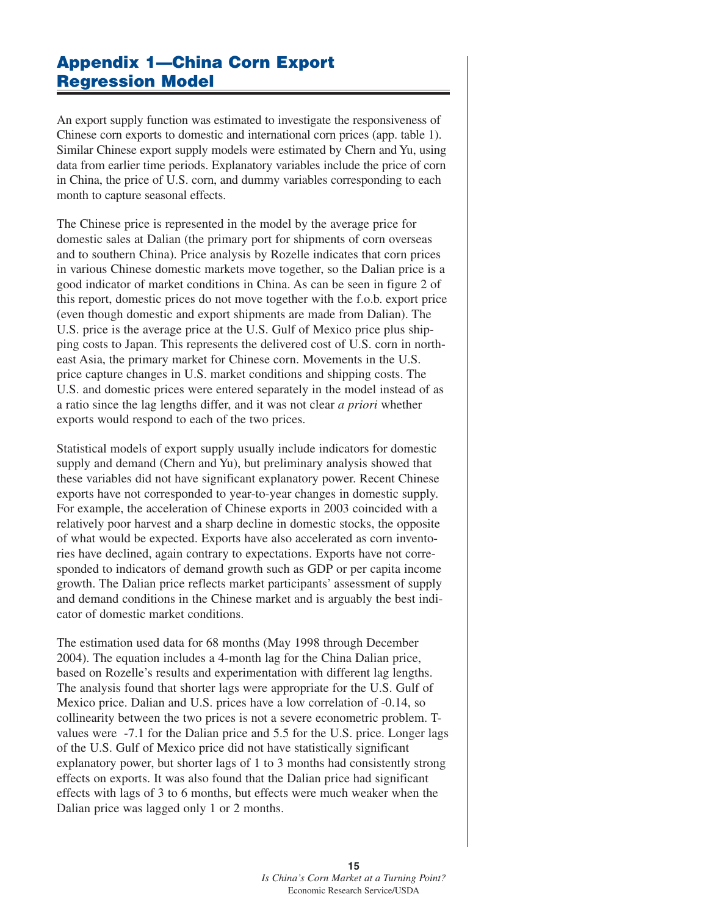# Appendix 1—China Corn Export Regression Model

An export supply function was estimated to investigate the responsiveness of Chinese corn exports to domestic and international corn prices (app. table 1). Similar Chinese export supply models were estimated by Chern and Yu, using data from earlier time periods. Explanatory variables include the price of corn in China, the price of U.S. corn, and dummy variables corresponding to each month to capture seasonal effects.

The Chinese price is represented in the model by the average price for domestic sales at Dalian (the primary port for shipments of corn overseas and to southern China). Price analysis by Rozelle indicates that corn prices in various Chinese domestic markets move together, so the Dalian price is a good indicator of market conditions in China. As can be seen in figure 2 of this report, domestic prices do not move together with the f.o.b. export price (even though domestic and export shipments are made from Dalian). The U.S. price is the average price at the U.S. Gulf of Mexico price plus shipping costs to Japan. This represents the delivered cost of U.S. corn in northeast Asia, the primary market for Chinese corn. Movements in the U.S. price capture changes in U.S. market conditions and shipping costs. The U.S. and domestic prices were entered separately in the model instead of as a ratio since the lag lengths differ, and it was not clear *a priori* whether exports would respond to each of the two prices.

Statistical models of export supply usually include indicators for domestic supply and demand (Chern and Yu), but preliminary analysis showed that these variables did not have significant explanatory power. Recent Chinese exports have not corresponded to year-to-year changes in domestic supply. For example, the acceleration of Chinese exports in 2003 coincided with a relatively poor harvest and a sharp decline in domestic stocks, the opposite of what would be expected. Exports have also accelerated as corn inventories have declined, again contrary to expectations. Exports have not corresponded to indicators of demand growth such as GDP or per capita income growth. The Dalian price reflects market participants' assessment of supply and demand conditions in the Chinese market and is arguably the best indicator of domestic market conditions.

The estimation used data for 68 months (May 1998 through December 2004). The equation includes a 4-month lag for the China Dalian price, based on Rozelle's results and experimentation with different lag lengths. The analysis found that shorter lags were appropriate for the U.S. Gulf of Mexico price. Dalian and U.S. prices have a low correlation of -0.14, so collinearity between the two prices is not a severe econometric problem. T-values were -7.1 for the Dalian price and 5.5 for the U.S. price. Longer lags of the U.S. Gulf of Mexico price did not have statistically significant explanatory power, but shorter lags of 1 to 3 months had consistently strong effects on exports. It was also found that the Dalian price had significant effects with lags of 3 to 6 months, but effects were much weaker when the Dalian price was lagged only 1 or 2 months.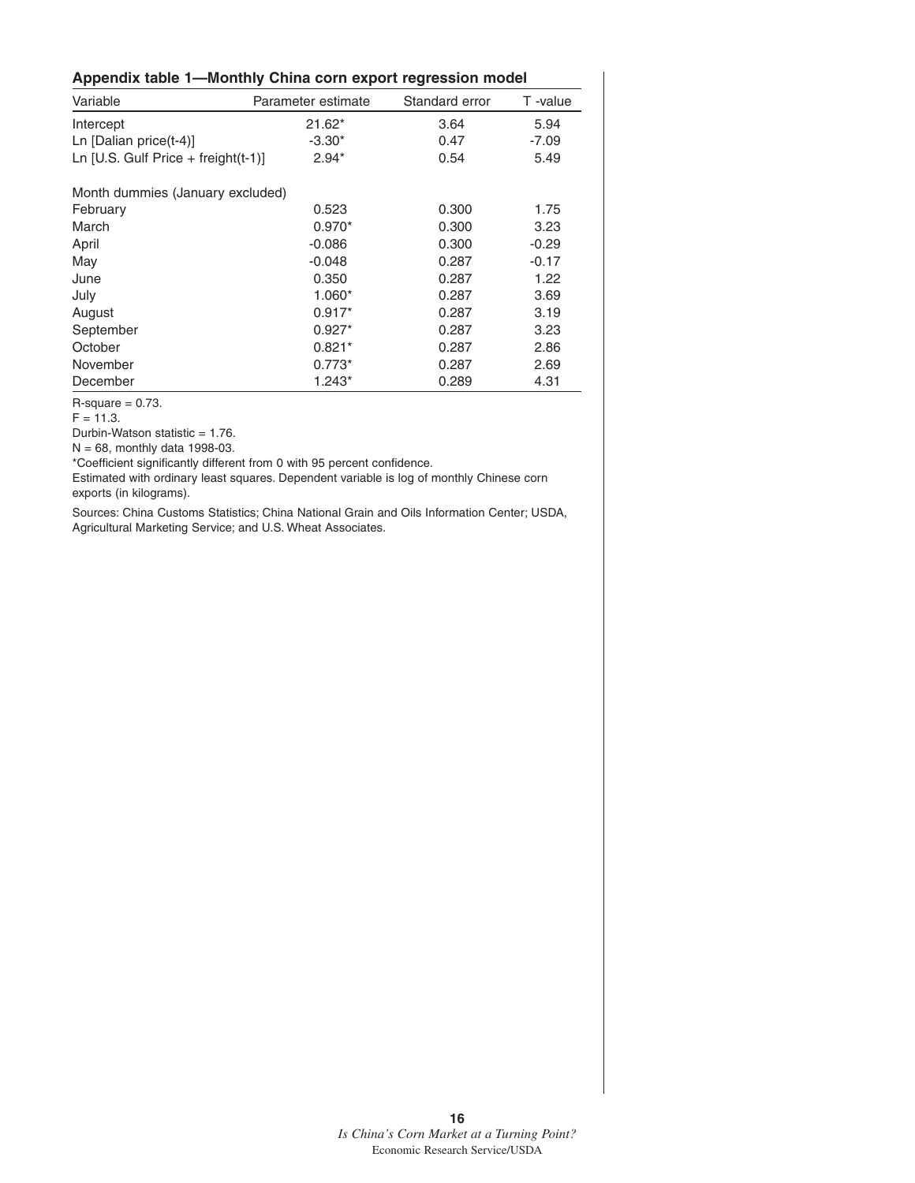**Appendix table 1—Monthly China corn export regression model**

| Variable | Parameter estimate | Standard error | T -value |
|---|---|---|---|
| Intercept | 21.62* | 3.64 | 5.94 |
| Ln [Dalian price(t-4)] | -3.30* | 0.47 | -7.09 |
| Ln [U.S. Gulf Price + freight(t-1)] | 2.94* | 0.54 | 5.49 |
| Month dummies (January excluded) | | | |
| February | 0.523 | 0.300 | 1.75 |
| March | 0.970* | 0.300 | 3.23 |
| April | -0.086 | 0.300 | -0.29 |
| May | -0.048 | 0.287 | -0.17 |
| June | 0.350 | 0.287 | 1.22 |
| July | 1.060* | 0.287 | 3.69 |
| August | 0.917* | 0.287 | 3.19 |
| September | 0.927* | 0.287 | 3.23 |
| October | 0.821* | 0.287 | 2.86 |
| November | 0.773* | 0.287 | 2.69 |
| December | 1.243* | 0.289 | 4.31 |

R-square = 0.73.
F = 11.3.
Durbin-Watson statistic = 1.76.
N = 68, monthly data 1998-03.
*Coefficient significantly different from 0 with 95 percent confidence.
Estimated with ordinary least squares. Dependent variable is log of monthly Chinese corn exports (in kilograms).

Sources: China Customs Statistics; China National Grain and Oils Information Center; USDA, Agricultural Marketing Service; and U.S. Wheat Associates.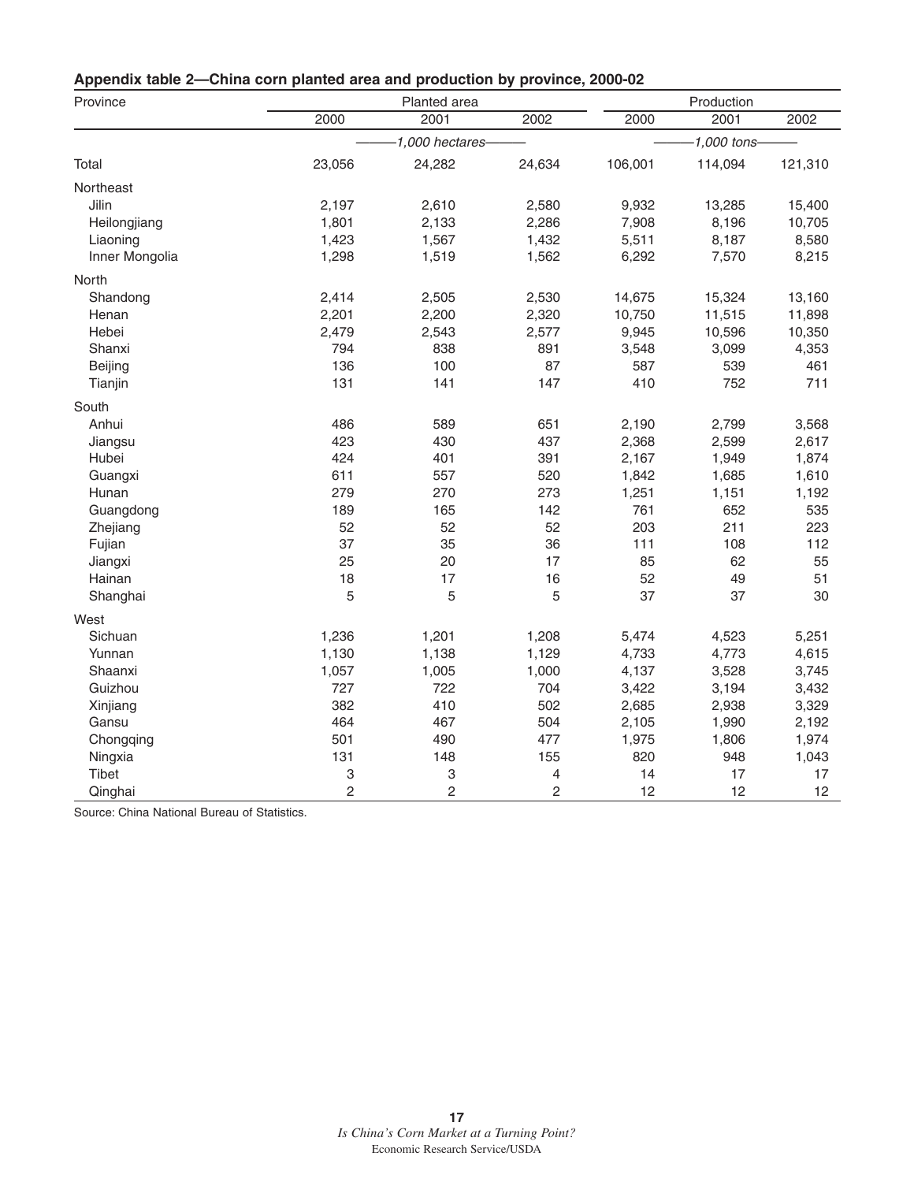**Appendix table 2—China corn planted area and production by province, 2000-02**

| Province | Planted area | | | Production | | |
|---|---|---|---|---|---|---|
| | 2000 | 2001 | 2002 | 2000 | 2001 | 2002 |
| | *1,000 hectares* | | | *1,000 tons* | | |
| Total | 23,056 | 24,282 | 24,634 | 106,001 | 114,094 | 121,310 |
| Northeast | | | | | | |
| Jilin | 2,197 | 2,610 | 2,580 | 9,932 | 13,285 | 15,400 |
| Heilongjiang | 1,801 | 2,133 | 2,286 | 7,908 | 8,196 | 10,705 |
| Liaoning | 1,423 | 1,567 | 1,432 | 5,511 | 8,187 | 8,580 |
| Inner Mongolia | 1,298 | 1,519 | 1,562 | 6,292 | 7,570 | 8,215 |
| North | | | | | | |
| Shandong | 2,414 | 2,505 | 2,530 | 14,675 | 15,324 | 13,160 |
| Henan | 2,201 | 2,200 | 2,320 | 10,750 | 11,515 | 11,898 |
| Hebei | 2,479 | 2,543 | 2,577 | 9,945 | 10,596 | 10,350 |
| Shanxi | 794 | 838 | 891 | 3,548 | 3,099 | 4,353 |
| Beijing | 136 | 100 | 87 | 587 | 539 | 461 |
| Tianjin | 131 | 141 | 147 | 410 | 752 | 711 |
| South | | | | | | |
| Anhui | 486 | 589 | 651 | 2,190 | 2,799 | 3,568 |
| Jiangsu | 423 | 430 | 437 | 2,368 | 2,599 | 2,617 |
| Hubei | 424 | 401 | 391 | 2,167 | 1,949 | 1,874 |
| Guangxi | 611 | 557 | 520 | 1,842 | 1,685 | 1,610 |
| Hunan | 279 | 270 | 273 | 1,251 | 1,151 | 1,192 |
| Guangdong | 189 | 165 | 142 | 761 | 652 | 535 |
| Zhejiang | 52 | 52 | 52 | 203 | 211 | 223 |
| Fujian | 37 | 35 | 36 | 111 | 108 | 112 |
| Jiangxi | 25 | 20 | 17 | 85 | 62 | 55 |
| Hainan | 18 | 17 | 16 | 52 | 49 | 51 |
| Shanghai | 5 | 5 | 5 | 37 | 37 | 30 |
| West | | | | | | |
| Sichuan | 1,236 | 1,201 | 1,208 | 5,474 | 4,523 | 5,251 |
| Yunnan | 1,130 | 1,138 | 1,129 | 4,733 | 4,773 | 4,615 |
| Shaanxi | 1,057 | 1,005 | 1,000 | 4,137 | 3,528 | 3,745 |
| Guizhou | 727 | 722 | 704 | 3,422 | 3,194 | 3,432 |
| Xinjiang | 382 | 410 | 502 | 2,685 | 2,938 | 3,329 |
| Gansu | 464 | 467 | 504 | 2,105 | 1,990 | 2,192 |
| Chongqing | 501 | 490 | 477 | 1,975 | 1,806 | 1,974 |
| Ningxia | 131 | 148 | 155 | 820 | 948 | 1,043 |
| Tibet | 3 | 3 | 4 | 14 | 17 | 17 |
| Qinghai | 2 | 2 | 2 | 12 | 12 | 12 |

Source: China National Bureau of Statistics.